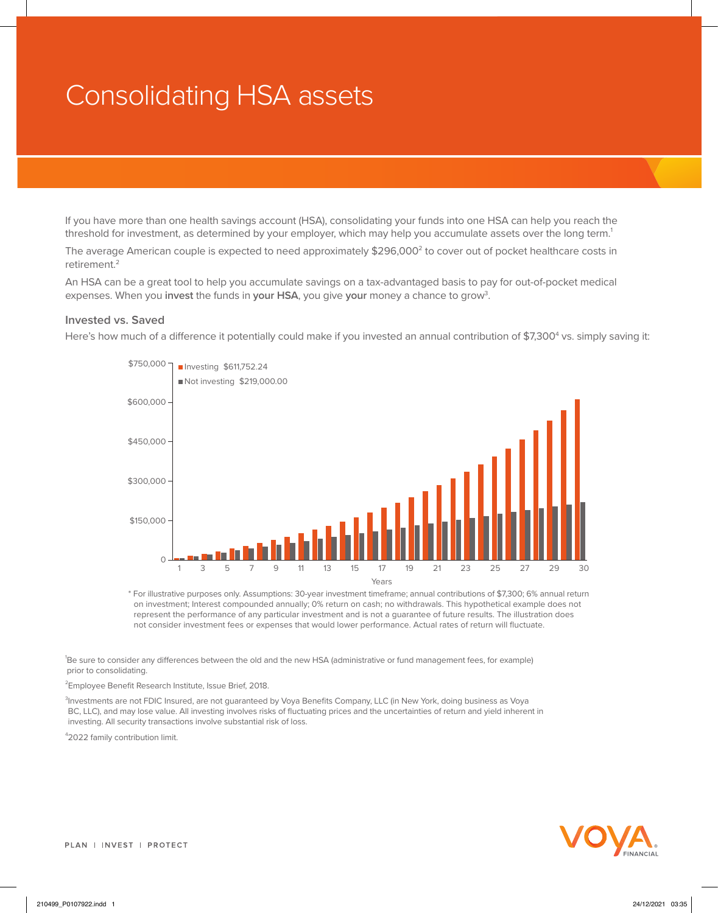# Consolidating HSA assets

If you have more than one health savings account (HSA), consolidating your funds into one HSA can help you reach the threshold for investment, as determined by your employer, which may help you accumulate assets over the long term.[1]

The average American couple is expected to need approximately $296,000[2] to cover out of pocket healthcare costs in retirement.[2]

An HSA can be a great tool to help you accumulate savings on a tax-advantaged basis to pay for out-of-pocket medical expenses. When you **invest** the funds in **your HSA**, you give **your** money a chance to grow[3].

### Invested vs. Saved

Here's how much of a difference it potentially could make if you invested an annual contribution of $7,300[4] vs. simply saving it:

- Investing $611,752.24
- Not investing $219,000.00

\* For illustrative purposes only. Assumptions: 30-year investment timeframe; annual contributions of $7,300; 6% annual return on investment; Interest compounded annually; 0% return on cash; no withdrawals. This hypothetical example does not represent the performance of any particular investment and is not a guarantee of future results. The illustration does not consider investment fees or expenses that would lower performance. Actual rates of return will fluctuate.

[1]Be sure to consider any differences between the old and the new HSA (administrative or fund management fees, for example) prior to consolidating.

[2]Employee Benefit Research Institute, Issue Brief, 2018.

[3]Investments are not FDIC Insured, are not guaranteed by Voya Benefits Company, LLC (in New York, doing business as Voya BC, LLC), and may lose value. All investing involves risks of fluctuating prices and the uncertainties of return and yield inherent in investing. All security transactions involve substantial risk of loss.

[4]2022 family contribution limit.

PLAN | INVEST | PROTECT

VOYA FINANCIAL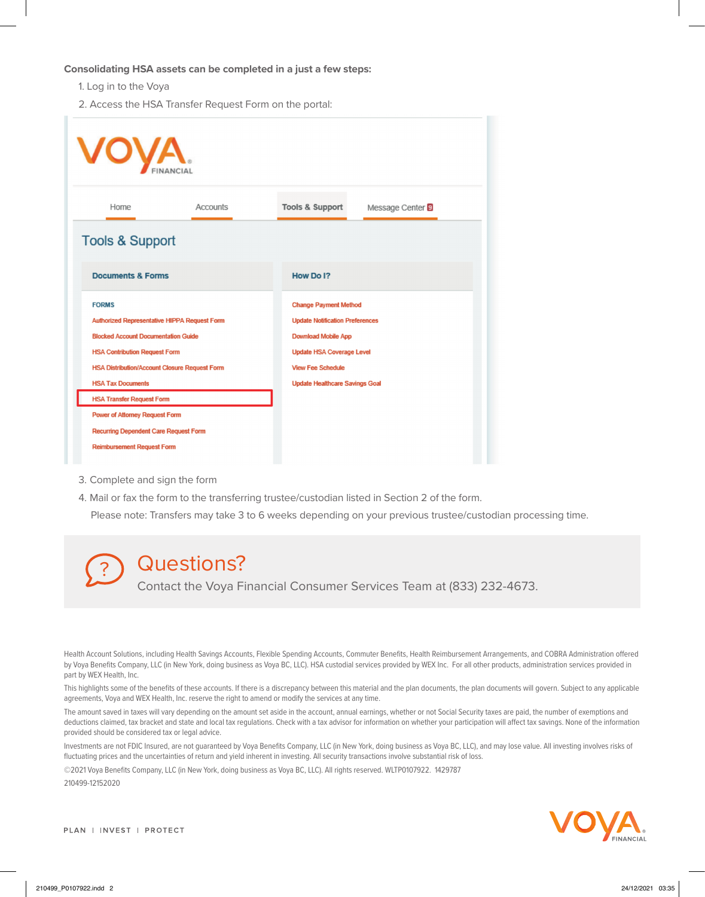**Consolidating HSA assets can be completed in a just a few steps:**

1. Log in to the Voya
2. Access the HSA Transfer Request Form on the portal:

VOYA FINANCIAL

Home | Accounts | Tools & Support | Message Center 9

Tools & Support

**Documents & Forms**

FORMS

- Authorized Representative HIPPA Request Form
- Blocked Account Documentation Guide
- HSA Contribution Request Form
- HSA Distribution/Account Closure Request Form
- HSA Tax Documents
- HSA Transfer Request Form
- Power of Attorney Request Form
- Recurring Dependent Care Request Form
- Reimbursement Request Form

**How Do I?**

- Change Payment Method
- Update Notification Preferences
- Download Mobile App
- Update HSA Coverage Level
- View Fee Schedule
- Update Healthcare Savings Goal

3. Complete and sign the form
4. Mail or fax the form to the transferring trustee/custodian listed in Section 2 of the form.

   Please note: Transfers may take 3 to 6 weeks depending on your previous trustee/custodian processing time.

## Questions?

Contact the Voya Financial Consumer Services Team at (833) 232-4673.

Health Account Solutions, including Health Savings Accounts, Flexible Spending Accounts, Commuter Benefits, Health Reimbursement Arrangements, and COBRA Administration offered by Voya Benefits Company, LLC (in New York, doing business as Voya BC, LLC). HSA custodial services provided by WEX Inc. For all other products, administration services provided in part by WEX Health, Inc.

This highlights some of the benefits of these accounts. If there is a discrepancy between this material and the plan documents, the plan documents will govern. Subject to any applicable agreements, Voya and WEX Health, Inc. reserve the right to amend or modify the services at any time.

The amount saved in taxes will vary depending on the amount set aside in the account, annual earnings, whether or not Social Security taxes are paid, the number of exemptions and deductions claimed, tax bracket and state and local tax regulations. Check with a tax advisor for information on whether your participation will affect tax savings. None of the information provided should be considered tax or legal advice.

Investments are not FDIC Insured, are not guaranteed by Voya Benefits Company, LLC (in New York, doing business as Voya BC, LLC), and may lose value. All investing involves risks of fluctuating prices and the uncertainties of return and yield inherent in investing. All security transactions involve substantial risk of loss.

©2021 Voya Benefits Company, LLC (in New York, doing business as Voya BC, LLC). All rights reserved. WLTP0107922. 1429787

210499-12152020

PLAN | INVEST | PROTECT

VOYA FINANCIAL